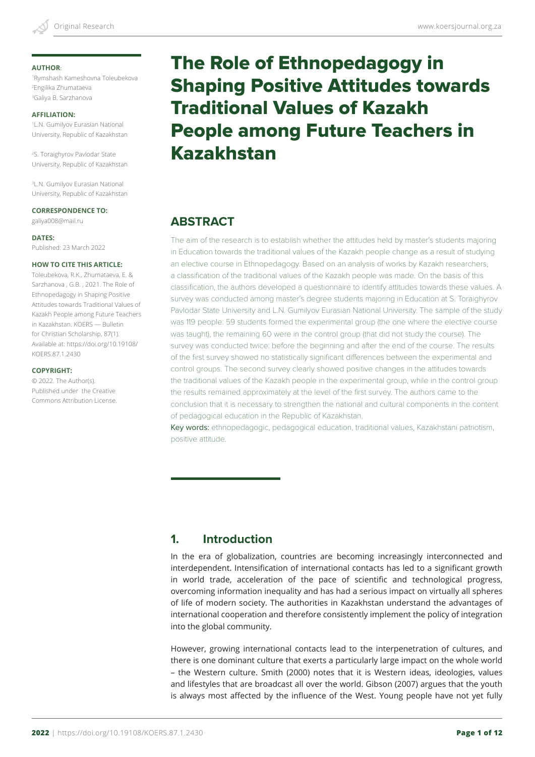# The Role of Ethnopedagogy in Shaping Positive Attitudes towards Traditional Values of Kazakh People among Future Teachers in Kazakhstan

**AUTHOR:**

[1]Rymshash Kameshovna Toleubekova
[2]Engilika Zhumataeva
[3]Galiya B. Sarzhanova

**AFFILIATION:**

[1]L.N. Gumilyov Eurasian National University, Republic of Kazakhstan

[2]S. Toraighyrov Pavlodar State University, Republic of Kazakhstan

[3]L.N. Gumilyov Eurasian National University, Republic of Kazakhstan

**CORRESPONDENCE TO:**

galiya008@mail.ru

**DATES:**

Published: 23 March 2022

**HOW TO CITE THIS ARTICLE:**

Toleubekova, R.K., Zhumataeva, E. & Sarzhanova , G.B. , 2021. The Role of Ethnopedagogy in Shaping Positive Attitudes towards Traditional Values of Kazakh People among Future Teachers in Kazakhstan. KOERS — Bulletin for Christian Scholarship, 87(1). Available at: https://doi.org/10.19108/KOERS.87.1.2430

**COPYRIGHT:**

© 2022. The Author(s). Published under the Creative Commons Attribution License.

## ABSTRACT

The aim of the research is to establish whether the attitudes held by master's students majoring in Education towards the traditional values of the Kazakh people change as a result of studying an elective course in Ethnopedagogy. Based on an analysis of works by Kazakh researchers, a classification of the traditional values of the Kazakh people was made. On the basis of this classification, the authors developed a questionnaire to identify attitudes towards these values. A survey was conducted among master's degree students majoring in Education at S. Toraighyrov Pavlodar State University and L.N. Gumilyov Eurasian National University. The sample of the study was 119 people: 59 students formed the experimental group (the one where the elective course was taught), the remaining 60 were in the control group (that did not study the course). The survey was conducted twice: before the beginning and after the end of the course. The results of the first survey showed no statistically significant differences between the experimental and control groups. The second survey clearly showed positive changes in the attitudes towards the traditional values of the Kazakh people in the experimental group, while in the control group the results remained approximately at the level of the first survey. The authors came to the conclusion that it is necessary to strengthen the national and cultural components in the content of pedagogical education in the Republic of Kazakhstan.

Key words: ethnopedagogic, pedagogical education, traditional values, Kazakhstani patriotism, positive attitude.

## 1. Introduction

In the era of globalization, countries are becoming increasingly interconnected and interdependent. Intensification of international contacts has led to a significant growth in world trade, acceleration of the pace of scientific and technological progress, overcoming information inequality and has had a serious impact on virtually all spheres of life of modern society. The authorities in Kazakhstan understand the advantages of international cooperation and therefore consistently implement the policy of integration into the global community.

However, growing international contacts lead to the interpenetration of cultures, and there is one dominant culture that exerts a particularly large impact on the whole world – the Western culture. Smith (2000) notes that it is Western ideas, ideologies, values and lifestyles that are broadcast all over the world. Gibson (2007) argues that the youth is always most affected by the influence of the West. Young people have not yet fully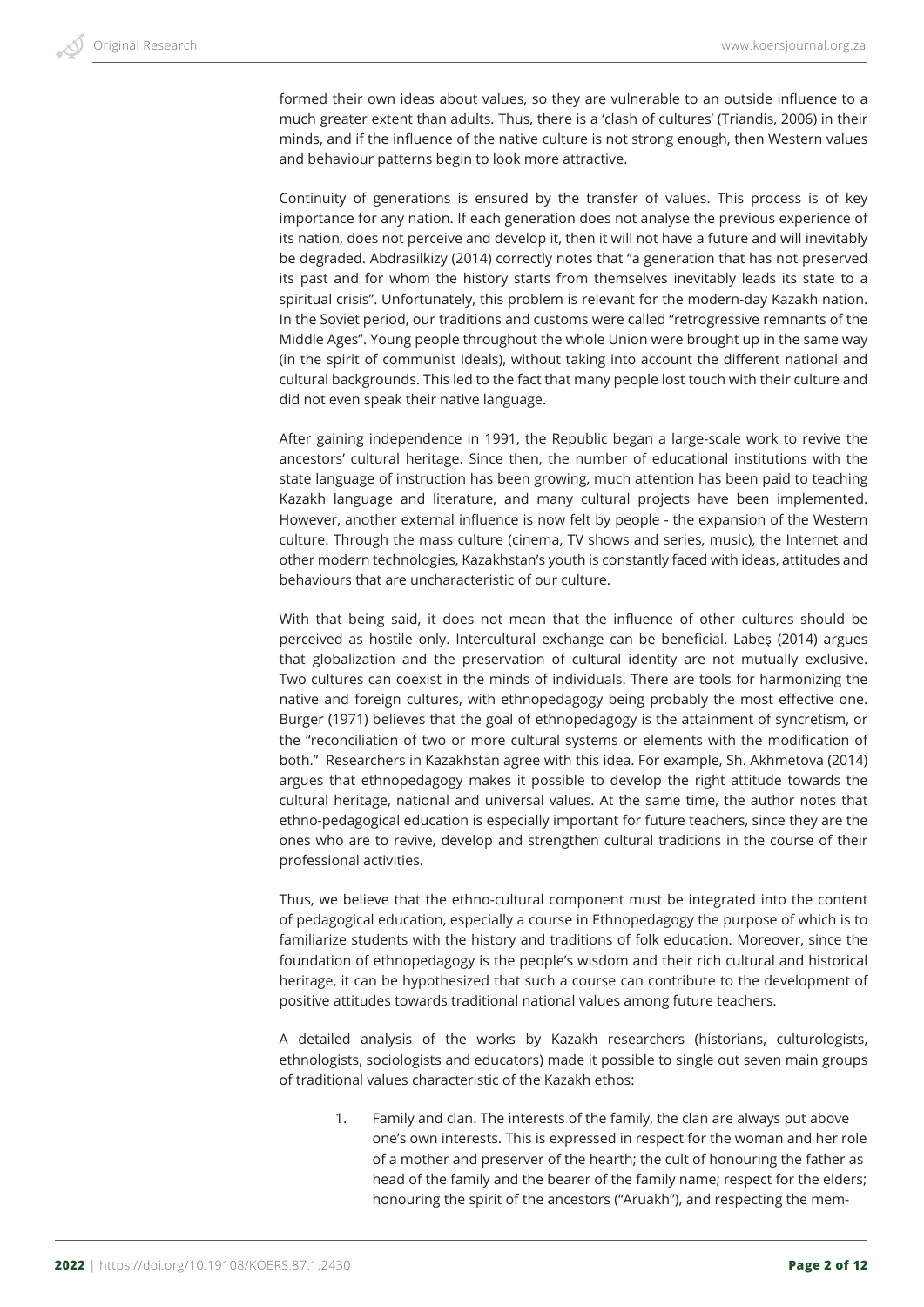formed their own ideas about values, so they are vulnerable to an outside influence to a much greater extent than adults. Thus, there is a 'clash of cultures' (Triandis, 2006) in their minds, and if the influence of the native culture is not strong enough, then Western values and behaviour patterns begin to look more attractive.

Continuity of generations is ensured by the transfer of values. This process is of key importance for any nation. If each generation does not analyse the previous experience of its nation, does not perceive and develop it, then it will not have a future and will inevitably be degraded. Abdrasilkizy (2014) correctly notes that "a generation that has not preserved its past and for whom the history starts from themselves inevitably leads its state to a spiritual crisis". Unfortunately, this problem is relevant for the modern-day Kazakh nation. In the Soviet period, our traditions and customs were called "retrogressive remnants of the Middle Ages". Young people throughout the whole Union were brought up in the same way (in the spirit of communist ideals), without taking into account the different national and cultural backgrounds. This led to the fact that many people lost touch with their culture and did not even speak their native language.

After gaining independence in 1991, the Republic began a large-scale work to revive the ancestors' cultural heritage. Since then, the number of educational institutions with the state language of instruction has been growing, much attention has been paid to teaching Kazakh language and literature, and many cultural projects have been implemented. However, another external influence is now felt by people - the expansion of the Western culture. Through the mass culture (cinema, TV shows and series, music), the Internet and other modern technologies, Kazakhstan's youth is constantly faced with ideas, attitudes and behaviours that are uncharacteristic of our culture.

With that being said, it does not mean that the influence of other cultures should be perceived as hostile only. Intercultural exchange can be beneficial. Labeş (2014) argues that globalization and the preservation of cultural identity are not mutually exclusive. Two cultures can coexist in the minds of individuals. There are tools for harmonizing the native and foreign cultures, with ethnopedagogy being probably the most effective one. Burger (1971) believes that the goal of ethnopedagogy is the attainment of syncretism, or the "reconciliation of two or more cultural systems or elements with the modification of both." Researchers in Kazakhstan agree with this idea. For example, Sh. Akhmetova (2014) argues that ethnopedagogy makes it possible to develop the right attitude towards the cultural heritage, national and universal values. At the same time, the author notes that ethno-pedagogical education is especially important for future teachers, since they are the ones who are to revive, develop and strengthen cultural traditions in the course of their professional activities.

Thus, we believe that the ethno-cultural component must be integrated into the content of pedagogical education, especially a course in Ethnopedagogy the purpose of which is to familiarize students with the history and traditions of folk education. Moreover, since the foundation of ethnopedagogy is the people's wisdom and their rich cultural and historical heritage, it can be hypothesized that such a course can contribute to the development of positive attitudes towards traditional national values among future teachers.

A detailed analysis of the works by Kazakh researchers (historians, culturologists, ethnologists, sociologists and educators) made it possible to single out seven main groups of traditional values characteristic of the Kazakh ethos:

1. Family and clan. The interests of the family, the clan are always put above one's own interests. This is expressed in respect for the woman and her role of a mother and preserver of the hearth; the cult of honouring the father as head of the family and the bearer of the family name; respect for the elders; honouring the spirit of the ancestors ("Aruakh"), and respecting the mem-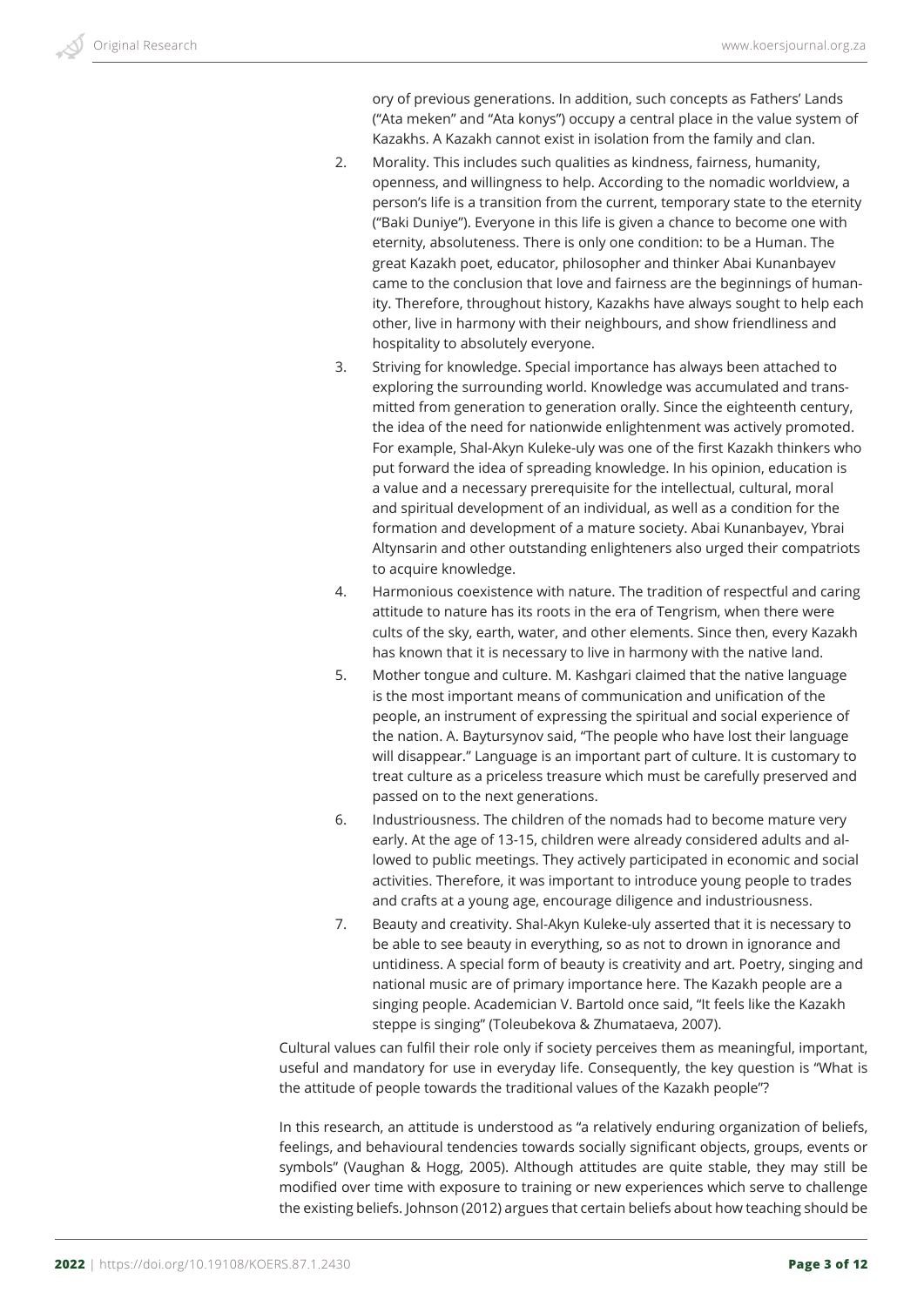ory of previous generations. In addition, such concepts as Fathers' Lands ("Ata meken" and "Ata konys") occupy a central place in the value system of Kazakhs. A Kazakh cannot exist in isolation from the family and clan.

2. Morality. This includes such qualities as kindness, fairness, humanity, openness, and willingness to help. According to the nomadic worldview, a person's life is a transition from the current, temporary state to the eternity ("Baki Duniye"). Everyone in this life is given a chance to become one with eternity, absoluteness. There is only one condition: to be a Human. The great Kazakh poet, educator, philosopher and thinker Abai Kunanbayev came to the conclusion that love and fairness are the beginnings of humanity. Therefore, throughout history, Kazakhs have always sought to help each other, live in harmony with their neighbours, and show friendliness and hospitality to absolutely everyone.
3. Striving for knowledge. Special importance has always been attached to exploring the surrounding world. Knowledge was accumulated and transmitted from generation to generation orally. Since the eighteenth century, the idea of the need for nationwide enlightenment was actively promoted. For example, Shal-Akyn Kuleke-uly was one of the first Kazakh thinkers who put forward the idea of spreading knowledge. In his opinion, education is a value and a necessary prerequisite for the intellectual, cultural, moral and spiritual development of an individual, as well as a condition for the formation and development of a mature society. Abai Kunanbayev, Ybrai Altynsarin and other outstanding enlighteners also urged their compatriots to acquire knowledge.
4. Harmonious coexistence with nature. The tradition of respectful and caring attitude to nature has its roots in the era of Tengrism, when there were cults of the sky, earth, water, and other elements. Since then, every Kazakh has known that it is necessary to live in harmony with the native land.
5. Mother tongue and culture. M. Kashgari claimed that the native language is the most important means of communication and unification of the people, an instrument of expressing the spiritual and social experience of the nation. A. Baytursynov said, "The people who have lost their language will disappear." Language is an important part of culture. It is customary to treat culture as a priceless treasure which must be carefully preserved and passed on to the next generations.
6. Industriousness. The children of the nomads had to become mature very early. At the age of 13-15, children were already considered adults and allowed to public meetings. They actively participated in economic and social activities. Therefore, it was important to introduce young people to trades and crafts at a young age, encourage diligence and industriousness.
7. Beauty and creativity. Shal-Akyn Kuleke-uly asserted that it is necessary to be able to see beauty in everything, so as not to drown in ignorance and untidiness. A special form of beauty is creativity and art. Poetry, singing and national music are of primary importance here. The Kazakh people are a singing people. Academician V. Bartold once said, "It feels like the Kazakh steppe is singing" (Toleubekova & Zhumataeva, 2007).

Cultural values can fulfil their role only if society perceives them as meaningful, important, useful and mandatory for use in everyday life. Consequently, the key question is "What is the attitude of people towards the traditional values of the Kazakh people"?

In this research, an attitude is understood as "a relatively enduring organization of beliefs, feelings, and behavioural tendencies towards socially significant objects, groups, events or symbols" (Vaughan & Hogg, 2005). Although attitudes are quite stable, they may still be modified over time with exposure to training or new experiences which serve to challenge the existing beliefs. Johnson (2012) argues that certain beliefs about how teaching should be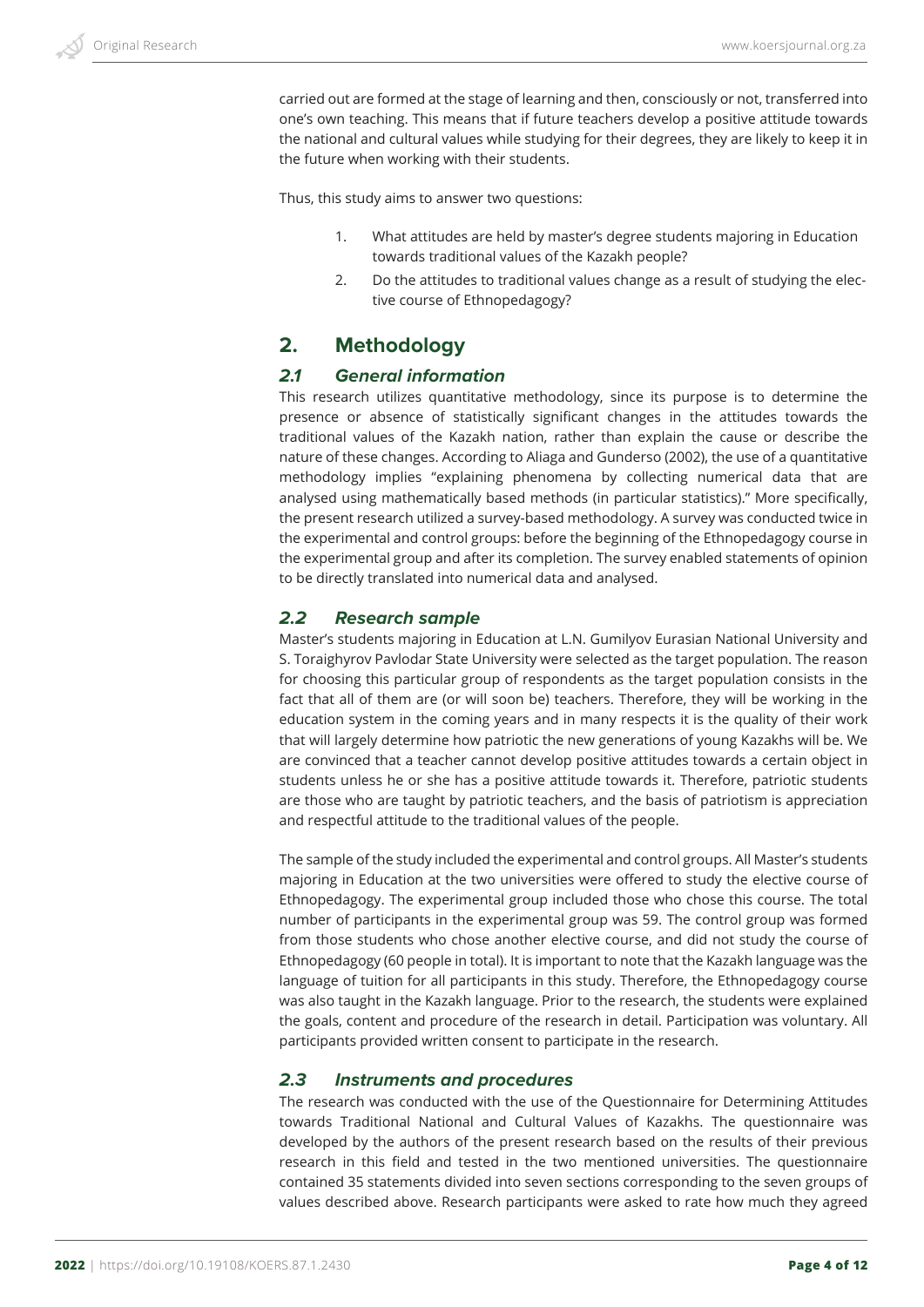carried out are formed at the stage of learning and then, consciously or not, transferred into one's own teaching. This means that if future teachers develop a positive attitude towards the national and cultural values while studying for their degrees, they are likely to keep it in the future when working with their students.

Thus, this study aims to answer two questions:

1. What attitudes are held by master's degree students majoring in Education towards traditional values of the Kazakh people?
2. Do the attitudes to traditional values change as a result of studying the elective course of Ethnopedagogy?

## 2. Methodology

### 2.1 General information

This research utilizes quantitative methodology, since its purpose is to determine the presence or absence of statistically significant changes in the attitudes towards the traditional values of the Kazakh nation, rather than explain the cause or describe the nature of these changes. According to Aliaga and Gunderso (2002), the use of a quantitative methodology implies "explaining phenomena by collecting numerical data that are analysed using mathematically based methods (in particular statistics)." More specifically, the present research utilized a survey-based methodology. A survey was conducted twice in the experimental and control groups: before the beginning of the Ethnopedagogy course in the experimental group and after its completion. The survey enabled statements of opinion to be directly translated into numerical data and analysed.

### 2.2 Research sample

Master's students majoring in Education at L.N. Gumilyov Eurasian National University and S. Toraighyrov Pavlodar State University were selected as the target population. The reason for choosing this particular group of respondents as the target population consists in the fact that all of them are (or will soon be) teachers. Therefore, they will be working in the education system in the coming years and in many respects it is the quality of their work that will largely determine how patriotic the new generations of young Kazakhs will be. We are convinced that a teacher cannot develop positive attitudes towards a certain object in students unless he or she has a positive attitude towards it. Therefore, patriotic students are those who are taught by patriotic teachers, and the basis of patriotism is appreciation and respectful attitude to the traditional values of the people.

The sample of the study included the experimental and control groups. All Master's students majoring in Education at the two universities were offered to study the elective course of Ethnopedagogy. The experimental group included those who chose this course. The total number of participants in the experimental group was 59. The control group was formed from those students who chose another elective course, and did not study the course of Ethnopedagogy (60 people in total). It is important to note that the Kazakh language was the language of tuition for all participants in this study. Therefore, the Ethnopedagogy course was also taught in the Kazakh language. Prior to the research, the students were explained the goals, content and procedure of the research in detail. Participation was voluntary. All participants provided written consent to participate in the research.

### 2.3 Instruments and procedures

The research was conducted with the use of the Questionnaire for Determining Attitudes towards Traditional National and Cultural Values of Kazakhs. The questionnaire was developed by the authors of the present research based on the results of their previous research in this field and tested in the two mentioned universities. The questionnaire contained 35 statements divided into seven sections corresponding to the seven groups of values described above. Research participants were asked to rate how much they agreed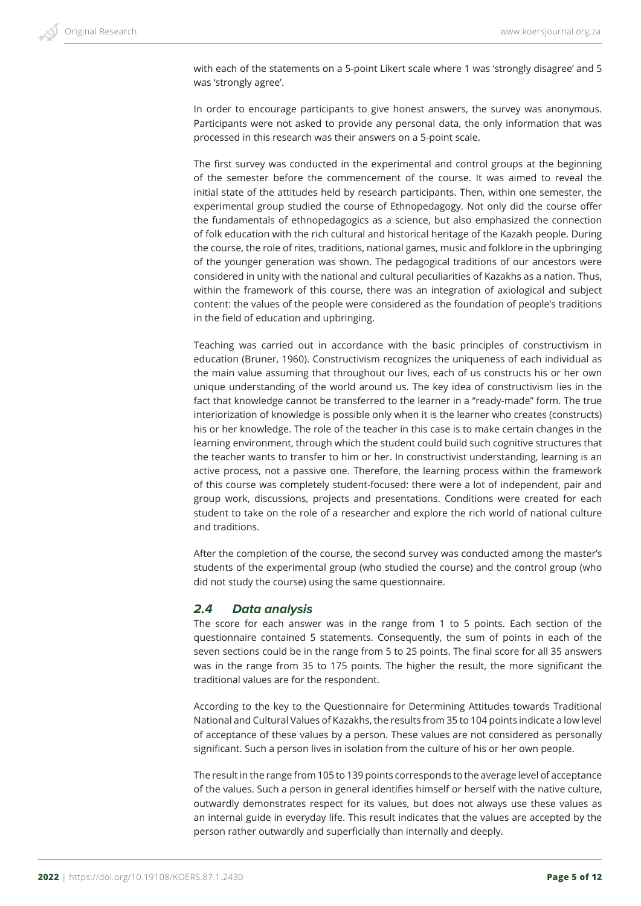with each of the statements on a 5-point Likert scale where 1 was 'strongly disagree' and 5 was 'strongly agree'.

In order to encourage participants to give honest answers, the survey was anonymous. Participants were not asked to provide any personal data, the only information that was processed in this research was their answers on a 5-point scale.

The first survey was conducted in the experimental and control groups at the beginning of the semester before the commencement of the course. It was aimed to reveal the initial state of the attitudes held by research participants. Then, within one semester, the experimental group studied the course of Ethnopedagogy. Not only did the course offer the fundamentals of ethnopedagogics as a science, but also emphasized the connection of folk education with the rich cultural and historical heritage of the Kazakh people. During the course, the role of rites, traditions, national games, music and folklore in the upbringing of the younger generation was shown. The pedagogical traditions of our ancestors were considered in unity with the national and cultural peculiarities of Kazakhs as a nation. Thus, within the framework of this course, there was an integration of axiological and subject content: the values of the people were considered as the foundation of people's traditions in the field of education and upbringing.

Teaching was carried out in accordance with the basic principles of constructivism in education (Bruner, 1960). Constructivism recognizes the uniqueness of each individual as the main value assuming that throughout our lives, each of us constructs his or her own unique understanding of the world around us. The key idea of constructivism lies in the fact that knowledge cannot be transferred to the learner in a "ready-made" form. The true interiorization of knowledge is possible only when it is the learner who creates (constructs) his or her knowledge. The role of the teacher in this case is to make certain changes in the learning environment, through which the student could build such cognitive structures that the teacher wants to transfer to him or her. In constructivist understanding, learning is an active process, not a passive one. Therefore, the learning process within the framework of this course was completely student-focused: there were a lot of independent, pair and group work, discussions, projects and presentations. Conditions were created for each student to take on the role of a researcher and explore the rich world of national culture and traditions.

After the completion of the course, the second survey was conducted among the master's students of the experimental group (who studied the course) and the control group (who did not study the course) using the same questionnaire.

## 2.4 Data analysis

The score for each answer was in the range from 1 to 5 points. Each section of the questionnaire contained 5 statements. Consequently, the sum of points in each of the seven sections could be in the range from 5 to 25 points. The final score for all 35 answers was in the range from 35 to 175 points. The higher the result, the more significant the traditional values are for the respondent.

According to the key to the Questionnaire for Determining Attitudes towards Traditional National and Cultural Values of Kazakhs, the results from 35 to 104 points indicate a low level of acceptance of these values by a person. These values are not considered as personally significant. Such a person lives in isolation from the culture of his or her own people.

The result in the range from 105 to 139 points corresponds to the average level of acceptance of the values. Such a person in general identifies himself or herself with the native culture, outwardly demonstrates respect for its values, but does not always use these values as an internal guide in everyday life. This result indicates that the values are accepted by the person rather outwardly and superficially than internally and deeply.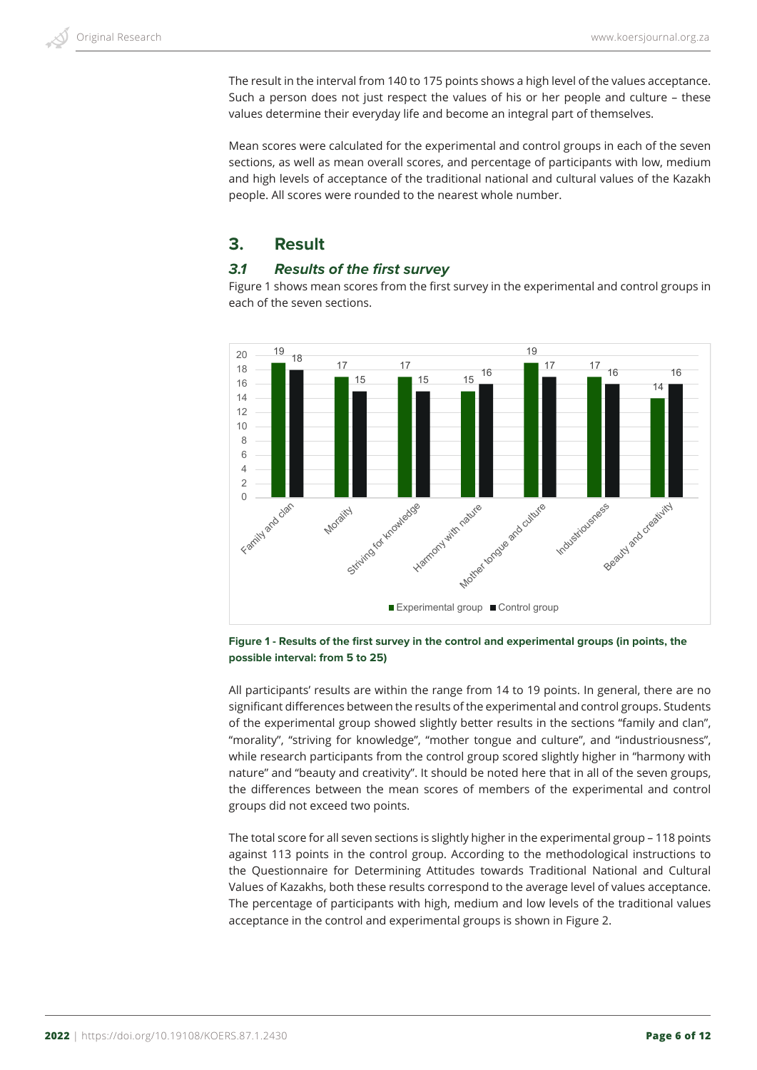The result in the interval from 140 to 175 points shows a high level of the values acceptance. Such a person does not just respect the values of his or her people and culture – these values determine their everyday life and become an integral part of themselves.

Mean scores were calculated for the experimental and control groups in each of the seven sections, as well as mean overall scores, and percentage of participants with low, medium and high levels of acceptance of the traditional national and cultural values of the Kazakh people. All scores were rounded to the nearest whole number.

## 3. Result

### *3.1 Results of the first survey*

Figure 1 shows mean scores from the first survey in the experimental and control groups in each of the seven sections.

**Figure 1 - Results of the first survey in the control and experimental groups (in points, the possible interval: from 5 to 25)**

All participants' results are within the range from 14 to 19 points. In general, there are no significant differences between the results of the experimental and control groups. Students of the experimental group showed slightly better results in the sections "family and clan", "morality", "striving for knowledge", "mother tongue and culture", and "industriousness", while research participants from the control group scored slightly higher in "harmony with nature" and "beauty and creativity". It should be noted here that in all of the seven groups, the differences between the mean scores of members of the experimental and control groups did not exceed two points.

The total score for all seven sections is slightly higher in the experimental group – 118 points against 113 points in the control group. According to the methodological instructions to the Questionnaire for Determining Attitudes towards Traditional National and Cultural Values of Kazakhs, both these results correspond to the average level of values acceptance. The percentage of participants with high, medium and low levels of the traditional values acceptance in the control and experimental groups is shown in Figure 2.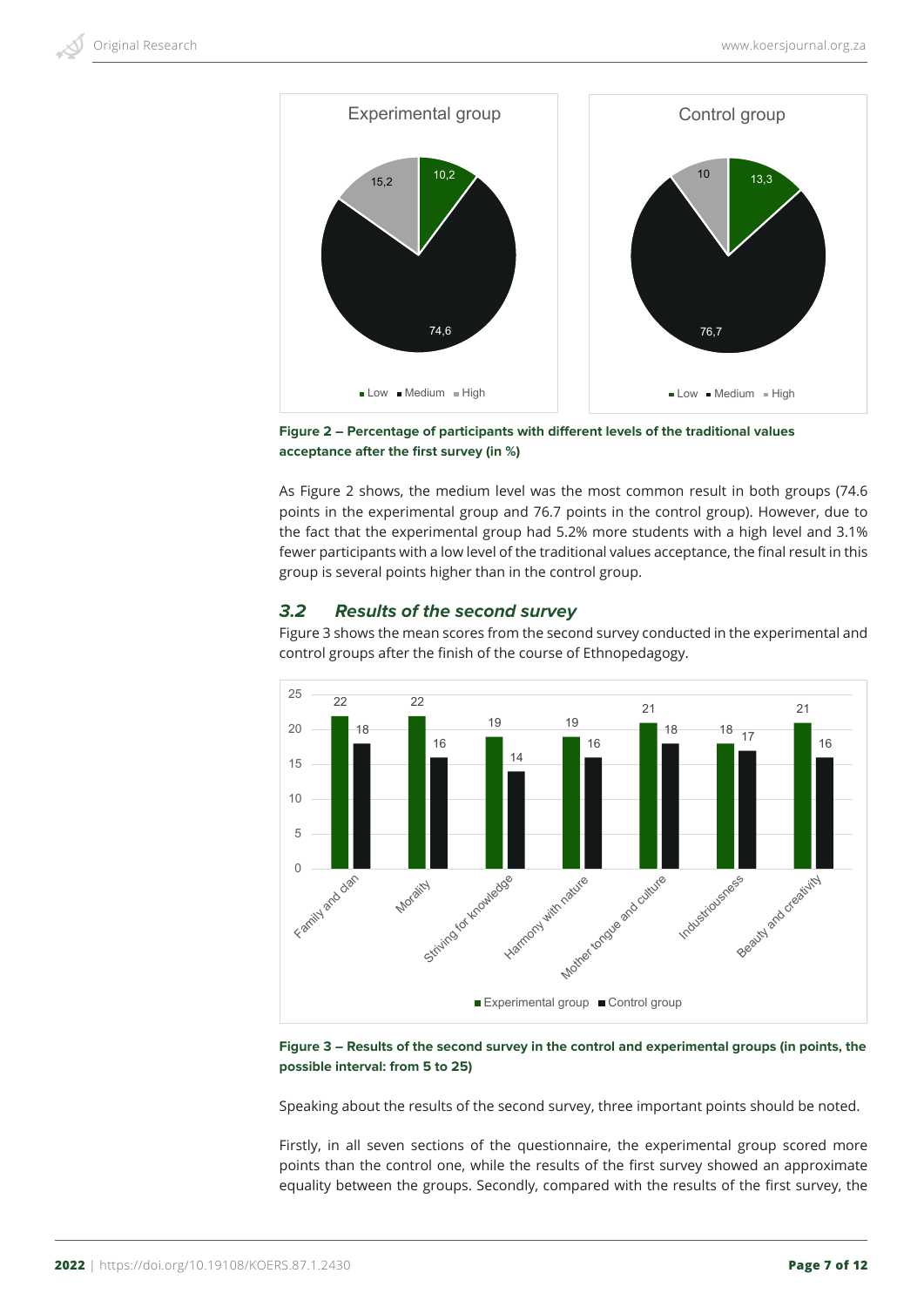**Figure 2 – Percentage of participants with different levels of the traditional values acceptance after the first survey (in %)**

As Figure 2 shows, the medium level was the most common result in both groups (74.6 points in the experimental group and 76.7 points in the control group). However, due to the fact that the experimental group had 5.2% more students with a high level and 3.1% fewer participants with a low level of the traditional values acceptance, the final result in this group is several points higher than in the control group.

### *3.2 Results of the second survey*

Figure 3 shows the mean scores from the second survey conducted in the experimental and control groups after the finish of the course of Ethnopedagogy.

**Figure 3 – Results of the second survey in the control and experimental groups (in points, the possible interval: from 5 to 25)**

Speaking about the results of the second survey, three important points should be noted.

Firstly, in all seven sections of the questionnaire, the experimental group scored more points than the control one, while the results of the first survey showed an approximate equality between the groups. Secondly, compared with the results of the first survey, the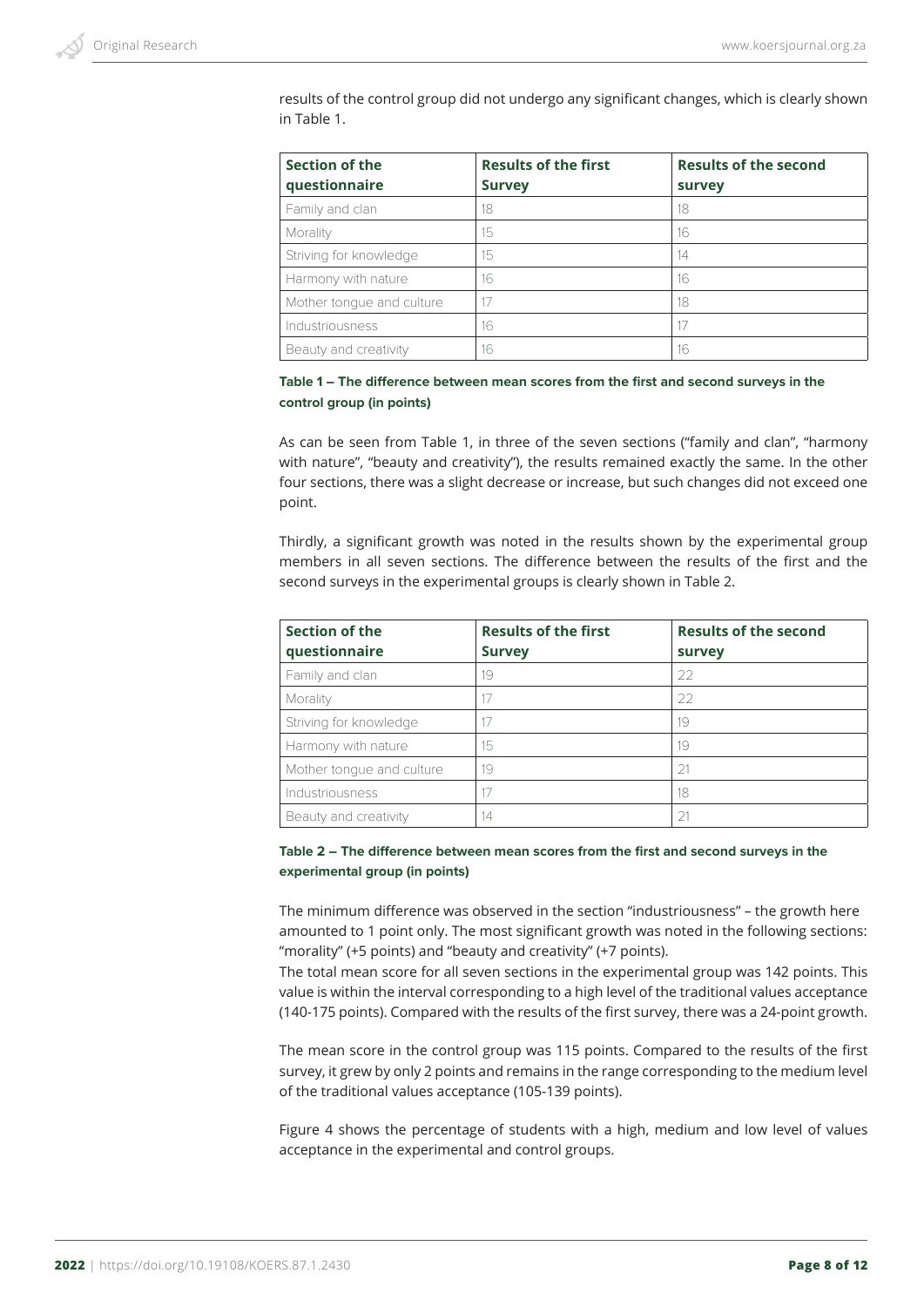results of the control group did not undergo any significant changes, which is clearly shown in Table 1.

| Section of the questionnaire | Results of the first Survey | Results of the second survey |
| --- | --- | --- |
| Family and clan | 18 | 18 |
| Morality | 15 | 16 |
| Striving for knowledge | 15 | 14 |
| Harmony with nature | 16 | 16 |
| Mother tongue and culture | 17 | 18 |
| Industriousness | 16 | 17 |
| Beauty and creativity | 16 | 16 |

**Table 1 – The difference between mean scores from the first and second surveys in the control group (in points)**

As can be seen from Table 1, in three of the seven sections ("family and clan", "harmony with nature", "beauty and creativity"), the results remained exactly the same. In the other four sections, there was a slight decrease or increase, but such changes did not exceed one point.

Thirdly, a significant growth was noted in the results shown by the experimental group members in all seven sections. The difference between the results of the first and the second surveys in the experimental groups is clearly shown in Table 2.

| Section of the questionnaire | Results of the first Survey | Results of the second survey |
| --- | --- | --- |
| Family and clan | 19 | 22 |
| Morality | 17 | 22 |
| Striving for knowledge | 17 | 19 |
| Harmony with nature | 15 | 19 |
| Mother tongue and culture | 19 | 21 |
| Industriousness | 17 | 18 |
| Beauty and creativity | 14 | 21 |

**Table 2 – The difference between mean scores from the first and second surveys in the experimental group (in points)**

The minimum difference was observed in the section "industriousness" – the growth here amounted to 1 point only. The most significant growth was noted in the following sections: "morality" (+5 points) and "beauty and creativity" (+7 points).

The total mean score for all seven sections in the experimental group was 142 points. This value is within the interval corresponding to a high level of the traditional values acceptance (140-175 points). Compared with the results of the first survey, there was a 24-point growth.

The mean score in the control group was 115 points. Compared to the results of the first survey, it grew by only 2 points and remains in the range corresponding to the medium level of the traditional values acceptance (105-139 points).

Figure 4 shows the percentage of students with a high, medium and low level of values acceptance in the experimental and control groups.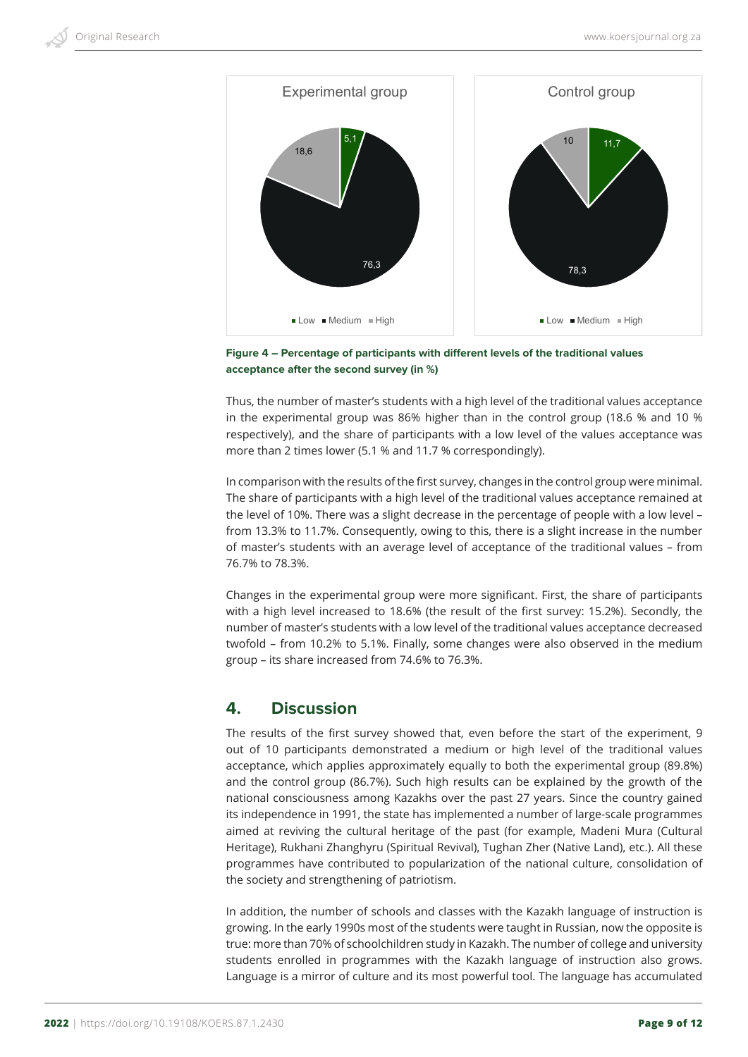Figure 4 – Percentage of participants with different levels of the traditional values acceptance after the second survey (in %)

Thus, the number of master's students with a high level of the traditional values acceptance in the experimental group was 86% higher than in the control group (18.6 % and 10 % respectively), and the share of participants with a low level of the values acceptance was more than 2 times lower (5.1 % and 11.7 % correspondingly).

In comparison with the results of the first survey, changes in the control group were minimal. The share of participants with a high level of the traditional values acceptance remained at the level of 10%. There was a slight decrease in the percentage of people with a low level – from 13.3% to 11.7%. Consequently, owing to this, there is a slight increase in the number of master's students with an average level of acceptance of the traditional values – from 76.7% to 78.3%.

Changes in the experimental group were more significant. First, the share of participants with a high level increased to 18.6% (the result of the first survey: 15.2%). Secondly, the number of master's students with a low level of the traditional values acceptance decreased twofold – from 10.2% to 5.1%. Finally, some changes were also observed in the medium group – its share increased from 74.6% to 76.3%.

## 4. Discussion

The results of the first survey showed that, even before the start of the experiment, 9 out of 10 participants demonstrated a medium or high level of the traditional values acceptance, which applies approximately equally to both the experimental group (89.8%) and the control group (86.7%). Such high results can be explained by the growth of the national consciousness among Kazakhs over the past 27 years. Since the country gained its independence in 1991, the state has implemented a number of large-scale programmes aimed at reviving the cultural heritage of the past (for example, Madeni Mura (Cultural Heritage), Rukhani Zhanghyru (Spiritual Revival), Tughan Zher (Native Land), etc.). All these programmes have contributed to popularization of the national culture, consolidation of the society and strengthening of patriotism.

In addition, the number of schools and classes with the Kazakh language of instruction is growing. In the early 1990s most of the students were taught in Russian, now the opposite is true: more than 70% of schoolchildren study in Kazakh. The number of college and university students enrolled in programmes with the Kazakh language of instruction also grows. Language is a mirror of culture and its most powerful tool. The language has accumulated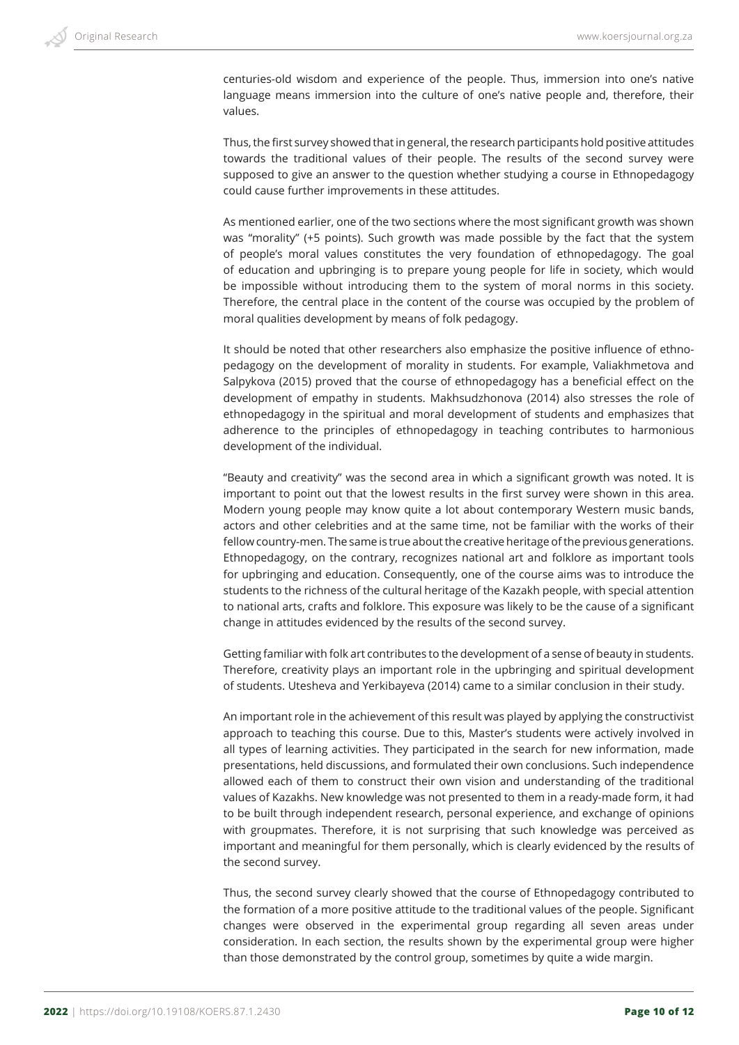centuries-old wisdom and experience of the people. Thus, immersion into one's native language means immersion into the culture of one's native people and, therefore, their values.

Thus, the first survey showed that in general, the research participants hold positive attitudes towards the traditional values of their people. The results of the second survey were supposed to give an answer to the question whether studying a course in Ethnopedagogy could cause further improvements in these attitudes.

As mentioned earlier, one of the two sections where the most significant growth was shown was "morality" (+5 points). Such growth was made possible by the fact that the system of people's moral values constitutes the very foundation of ethnopedagogy. The goal of education and upbringing is to prepare young people for life in society, which would be impossible without introducing them to the system of moral norms in this society. Therefore, the central place in the content of the course was occupied by the problem of moral qualities development by means of folk pedagogy.

It should be noted that other researchers also emphasize the positive influence of ethno-pedagogy on the development of morality in students. For example, Valiakhmetova and Salpykova (2015) proved that the course of ethnopedagogy has a beneficial effect on the development of empathy in students. Makhsudzhonova (2014) also stresses the role of ethnopedagogy in the spiritual and moral development of students and emphasizes that adherence to the principles of ethnopedagogy in teaching contributes to harmonious development of the individual.

"Beauty and creativity" was the second area in which a significant growth was noted. It is important to point out that the lowest results in the first survey were shown in this area. Modern young people may know quite a lot about contemporary Western music bands, actors and other celebrities and at the same time, not be familiar with the works of their fellow country-men. The same is true about the creative heritage of the previous generations. Ethnopedagogy, on the contrary, recognizes national art and folklore as important tools for upbringing and education. Consequently, one of the course aims was to introduce the students to the richness of the cultural heritage of the Kazakh people, with special attention to national arts, crafts and folklore. This exposure was likely to be the cause of a significant change in attitudes evidenced by the results of the second survey.

Getting familiar with folk art contributes to the development of a sense of beauty in students. Therefore, creativity plays an important role in the upbringing and spiritual development of students. Utesheva and Yerkibayeva (2014) came to a similar conclusion in their study.

An important role in the achievement of this result was played by applying the constructivist approach to teaching this course. Due to this, Master's students were actively involved in all types of learning activities. They participated in the search for new information, made presentations, held discussions, and formulated their own conclusions. Such independence allowed each of them to construct their own vision and understanding of the traditional values of Kazakhs. New knowledge was not presented to them in a ready-made form, it had to be built through independent research, personal experience, and exchange of opinions with groupmates. Therefore, it is not surprising that such knowledge was perceived as important and meaningful for them personally, which is clearly evidenced by the results of the second survey.

Thus, the second survey clearly showed that the course of Ethnopedagogy contributed to the formation of a more positive attitude to the traditional values of the people. Significant changes were observed in the experimental group regarding all seven areas under consideration. In each section, the results shown by the experimental group were higher than those demonstrated by the control group, sometimes by quite a wide margin.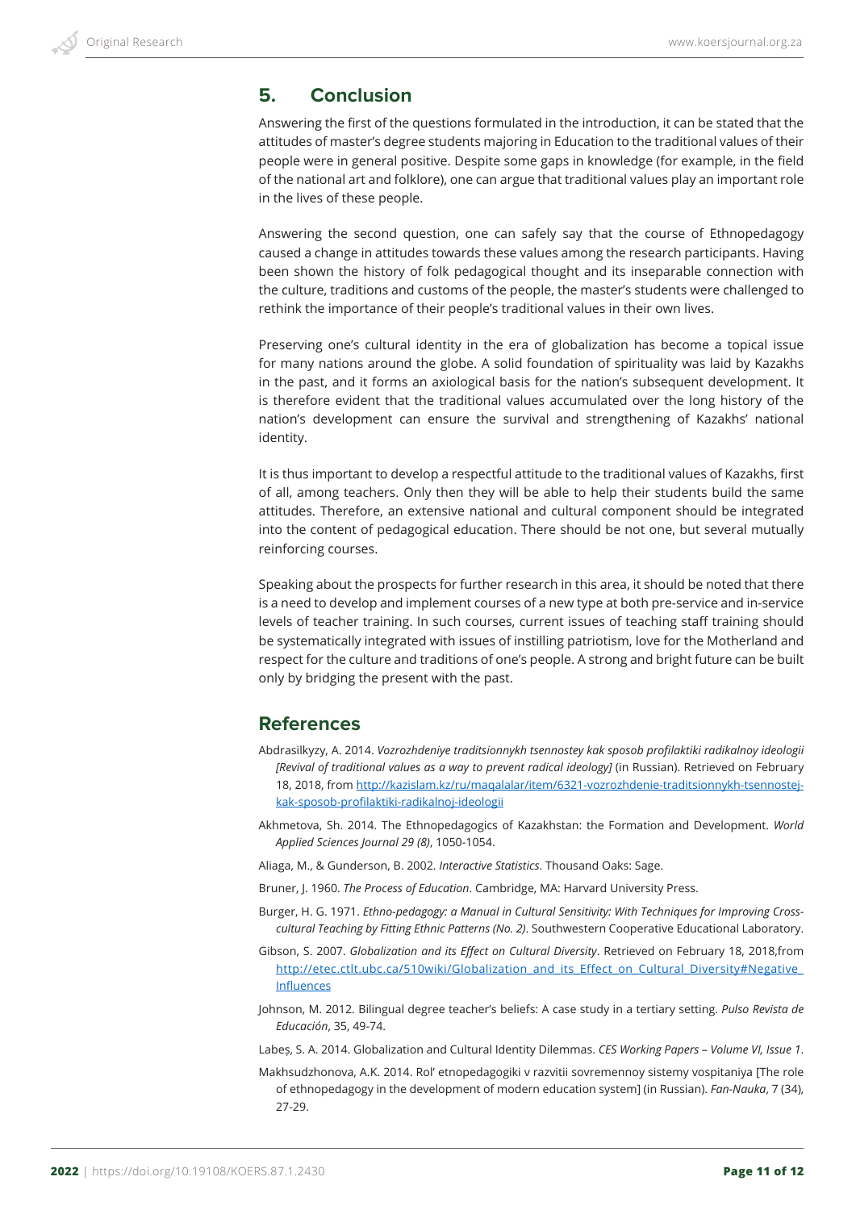## 5. Conclusion

Answering the first of the questions formulated in the introduction, it can be stated that the attitudes of master's degree students majoring in Education to the traditional values of their people were in general positive. Despite some gaps in knowledge (for example, in the field of the national art and folklore), one can argue that traditional values play an important role in the lives of these people.

Answering the second question, one can safely say that the course of Ethnopedagogy caused a change in attitudes towards these values among the research participants. Having been shown the history of folk pedagogical thought and its inseparable connection with the culture, traditions and customs of the people, the master's students were challenged to rethink the importance of their people's traditional values in their own lives.

Preserving one's cultural identity in the era of globalization has become a topical issue for many nations around the globe. A solid foundation of spirituality was laid by Kazakhs in the past, and it forms an axiological basis for the nation's subsequent development. It is therefore evident that the traditional values accumulated over the long history of the nation's development can ensure the survival and strengthening of Kazakhs' national identity.

It is thus important to develop a respectful attitude to the traditional values of Kazakhs, first of all, among teachers. Only then they will be able to help their students build the same attitudes. Therefore, an extensive national and cultural component should be integrated into the content of pedagogical education. There should be not one, but several mutually reinforcing courses.

Speaking about the prospects for further research in this area, it should be noted that there is a need to develop and implement courses of a new type at both pre-service and in-service levels of teacher training. In such courses, current issues of teaching staff training should be systematically integrated with issues of instilling patriotism, love for the Motherland and respect for the culture and traditions of one's people. A strong and bright future can be built only by bridging the present with the past.

## References

Abdrasilkyzy, A. 2014. *Vozrozhdeniye traditsionnykh tsennostey kak sposob profilaktiki radikalnoy ideologii [Revival of traditional values as a way to prevent radical ideology]* (in Russian). Retrieved on February 18, 2018, from http://kazislam.kz/ru/maqalalar/item/6321-vozrozhdenie-traditsionnykh-tsennostej-kak-sposob-profilaktiki-radikalnoj-ideologii

Akhmetova, Sh. 2014. The Ethnopedagogics of Kazakhstan: the Formation and Development. *World Applied Sciences Journal 29 (8)*, 1050-1054.

Aliaga, M., & Gunderson, B. 2002. *Interactive Statistics*. Thousand Oaks: Sage.

Bruner, J. 1960. *The Process of Education*. Cambridge, MA: Harvard University Press.

Burger, H. G. 1971. *Ethno-pedagogy: a Manual in Cultural Sensitivity: With Techniques for Improving Cross-cultural Teaching by Fitting Ethnic Patterns (No. 2)*. Southwestern Cooperative Educational Laboratory.

Gibson, S. 2007. *Globalization and its Effect on Cultural Diversity*. Retrieved on February 18, 2018,from http://etec.ctlt.ubc.ca/510wiki/Globalization_and_its_Effect_on_Cultural_Diversity#Negative_Influences

Johnson, M. 2012. Bilingual degree teacher's beliefs: A case study in a tertiary setting. *Pulso Revista de Educación*, 35, 49-74.

Labeș, S. A. 2014. Globalization and Cultural Identity Dilemmas. *CES Working Papers – Volume VI, Issue 1*.

Makhsudzhonova, A.K. 2014. Rol' etnopedagogiki v razvitii sovremennoy sistemy vospitaniya [The role of ethnopedagogy in the development of modern education system] (in Russian). *Fan-Nauka*, 7 (34), 27-29.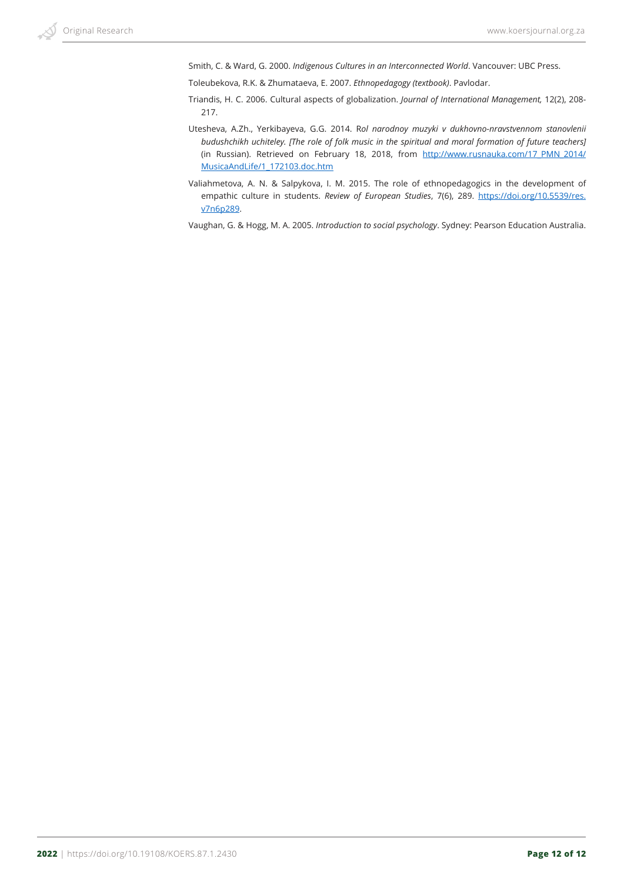Smith, C. & Ward, G. 2000. *Indigenous Cultures in an Interconnected World*. Vancouver: UBC Press.

Toleubekova, R.K. & Zhumataeva, E. 2007. *Ethnopedagogy (textbook)*. Pavlodar.

Triandis, H. C. 2006. Cultural aspects of globalization. *Journal of International Management,* 12(2), 208-217.

Utesheva, A.Zh., Yerkibayeva, G.G. 2014. R*ol narodnoy muzyki v dukhovno-nravstvennom stanovlenii budushchikh uchiteley. [The role of folk music in the spiritual and moral formation of future teachers]* (in Russian). Retrieved on February 18, 2018, from http://www.rusnauka.com/17_PMN_2014/MusicaAndLife/1_172103.doc.htm

Valiahmetova, A. N. & Salpykova, I. M. 2015. The role of ethnopedagogics in the development of empathic culture in students. *Review of European Studies*, 7(6), 289. https://doi.org/10.5539/res.v7n6p289.

Vaughan, G. & Hogg, M. A. 2005. *Introduction to social psychology*. Sydney: Pearson Education Australia.